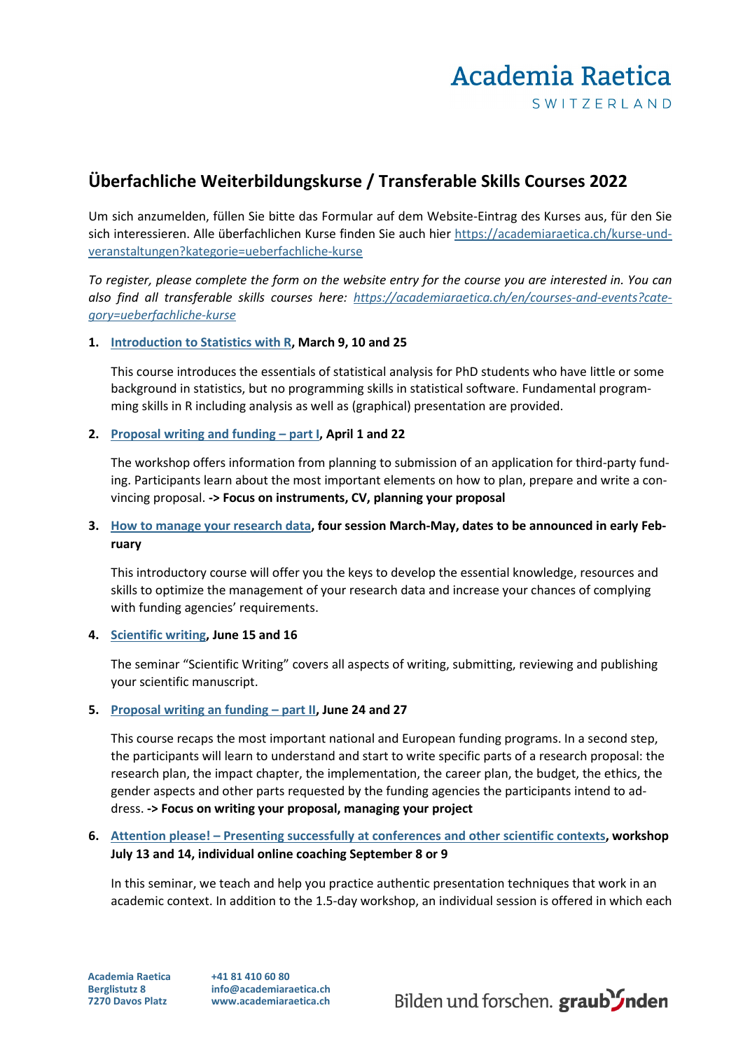# Überfachliche Weiterbildungskurse / Transferable Skills Courses 2022

Um sich anzumelden, füllen Sie bitte das Formular auf dem Website-Eintrag des Kurses aus, für den Sie sich interessieren. Alle überfachlichen Kurse finden Sie auch hier https://academiaraetica.ch/kurse-und-veranstaltungen?kategorie=ueberfachliche-kurse

*To register, please complete the form on the website entry for the course you are interested in. You can also find all transferable skills courses here: https://academiaraetica.ch/en/courses-and-events?category=ueberfachliche-kurse*

1. **Introduction to Statistics with R, March 9, 10 and 25**

   This course introduces the essentials of statistical analysis for PhD students who have little or some background in statistics, but no programming skills in statistical software. Fundamental programming skills in R including analysis as well as (graphical) presentation are provided.

2. **Proposal writing and funding – part I, April 1 and 22**

   The workshop offers information from planning to submission of an application for third-party funding. Participants learn about the most important elements on how to plan, prepare and write a convincing proposal. **-> Focus on instruments, CV, planning your proposal**

3. **How to manage your research data, four session March-May, dates to be announced in early February**

   This introductory course will offer you the keys to develop the essential knowledge, resources and skills to optimize the management of your research data and increase your chances of complying with funding agencies' requirements.

4. **Scientific writing, June 15 and 16**

   The seminar "Scientific Writing" covers all aspects of writing, submitting, reviewing and publishing your scientific manuscript.

5. **Proposal writing an funding – part II, June 24 and 27**

   This course recaps the most important national and European funding programs. In a second step, the participants will learn to understand and start to write specific parts of a research proposal: the research plan, the impact chapter, the implementation, the career plan, the budget, the ethics, the gender aspects and other parts requested by the funding agencies the participants intend to address. **-> Focus on writing your proposal, managing your project**

6. **Attention please! – Presenting successfully at conferences and other scientific contexts, workshop July 13 and 14, individual online coaching September 8 or 9**

   In this seminar, we teach and help you practice authentic presentation techniques that work in an academic context. In addition to the 1.5-day workshop, an individual session is offered in which each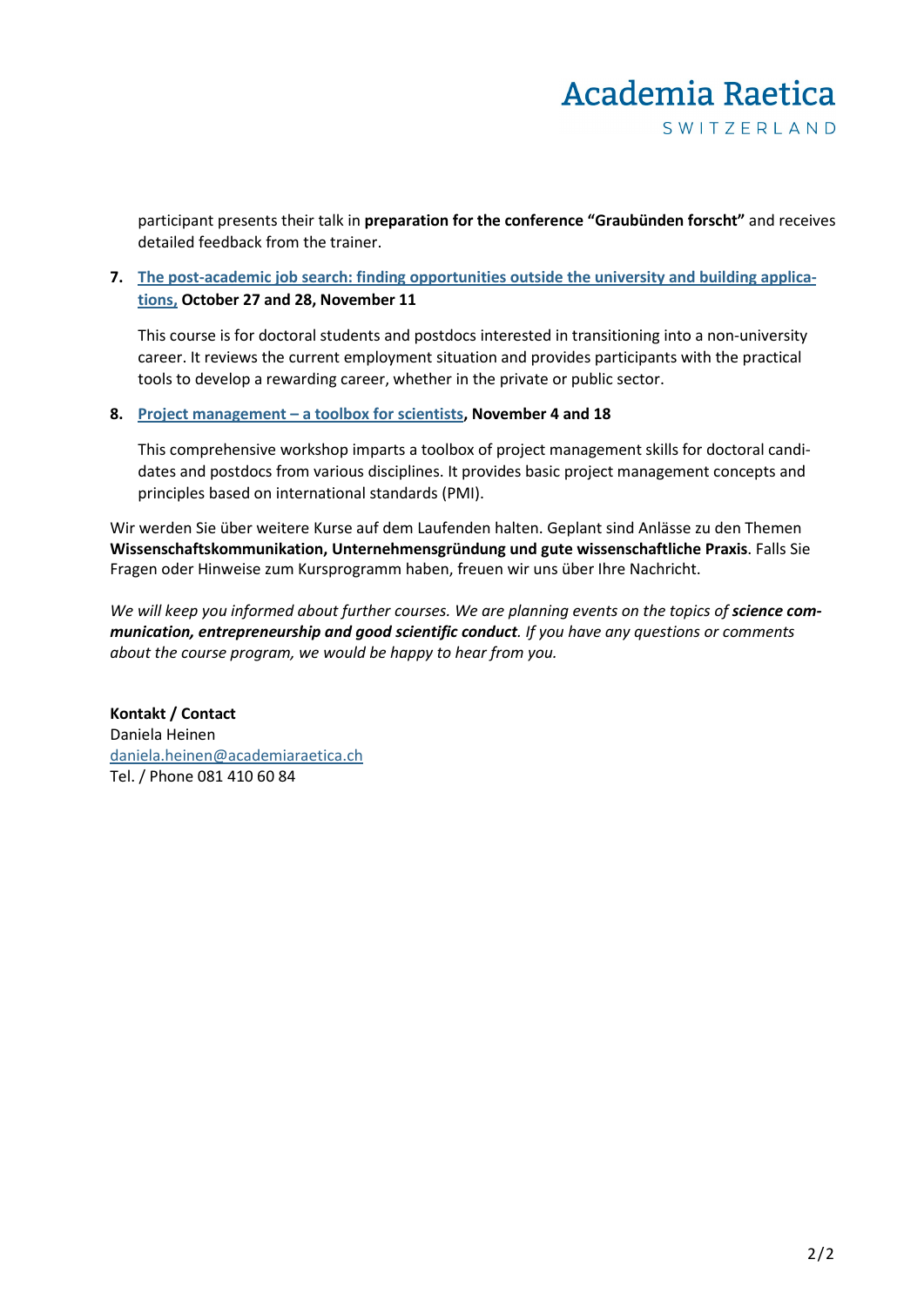participant presents their talk in **preparation for the conference "Graubünden forscht"** and receives detailed feedback from the trainer.

7. **The post-academic job search: finding opportunities outside the university and building applications, October 27 and 28, November 11**

   This course is for doctoral students and postdocs interested in transitioning into a non-university career. It reviews the current employment situation and provides participants with the practical tools to develop a rewarding career, whether in the private or public sector.

8. **Project management – a toolbox for scientists, November 4 and 18**

   This comprehensive workshop imparts a toolbox of project management skills for doctoral candidates and postdocs from various disciplines. It provides basic project management concepts and principles based on international standards (PMI).

Wir werden Sie über weitere Kurse auf dem Laufenden halten. Geplant sind Anlässe zu den Themen **Wissenschaftskommunikation, Unternehmensgründung und gute wissenschaftliche Praxis**. Falls Sie Fragen oder Hinweise zum Kursprogramm haben, freuen wir uns über Ihre Nachricht.

*We will keep you informed about further courses. We are planning events on the topics of **science communication, entrepreneurship and good scientific conduct**. If you have any questions or comments about the course program, we would be happy to hear from you.*

**Kontakt / Contact**
Daniela Heinen
daniela.heinen@academiaraetica.ch
Tel. / Phone 081 410 60 84